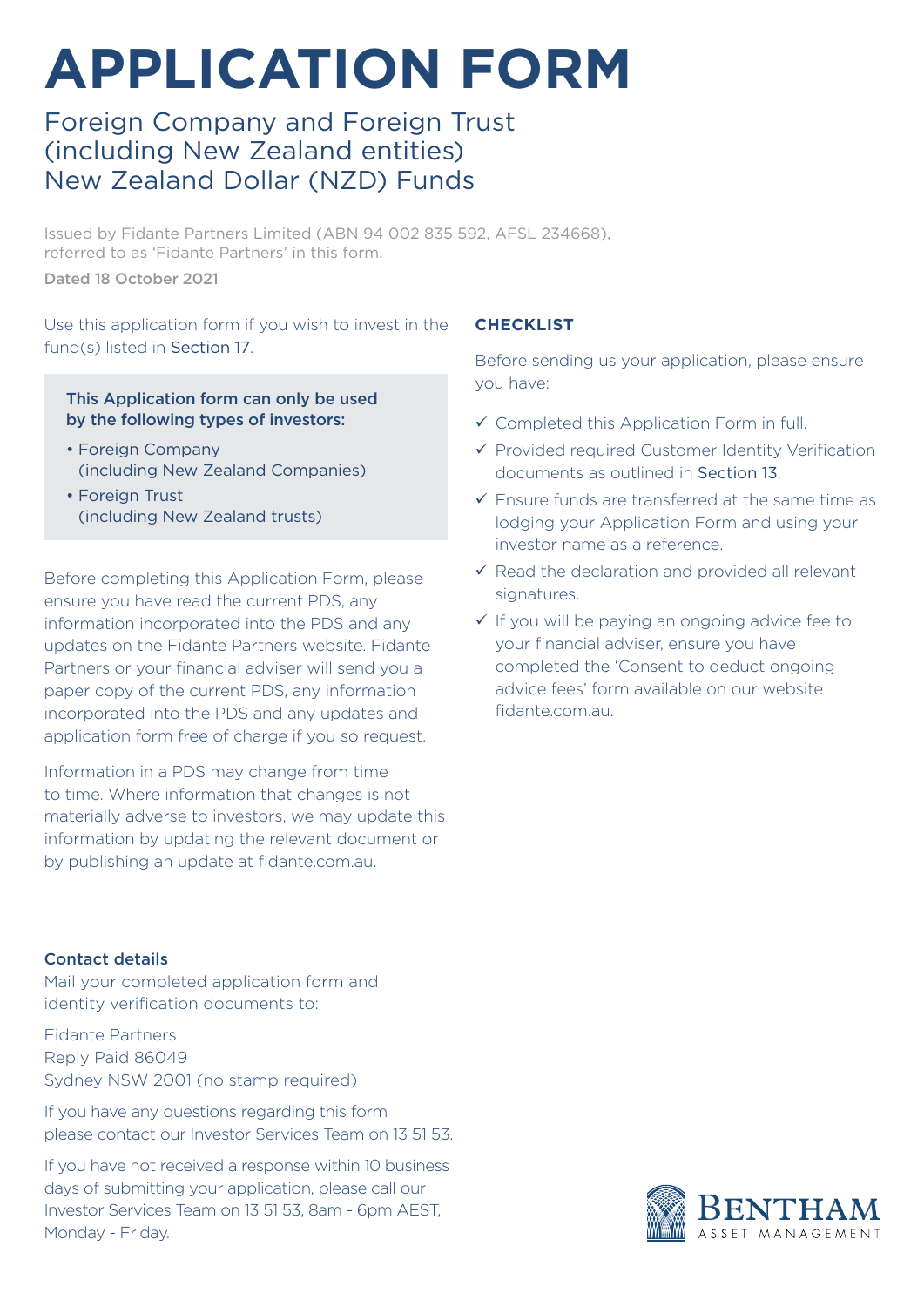# APPLICATION FORM

## Foreign Company and Foreign Trust (including New Zealand entities) New Zealand Dollar (NZD) Funds

Issued by Fidante Partners Limited (ABN 94 002 835 592, AFSL 234668), referred to as 'Fidante Partners' in this form.

Dated 18 October 2021

Use this application form if you wish to invest in the fund(s) listed in Section 17.

**This Application form can only be used by the following types of investors:**

- Foreign Company (including New Zealand Companies)
- Foreign Trust (including New Zealand trusts)

Before completing this Application Form, please ensure you have read the current PDS, any information incorporated into the PDS and any updates on the Fidante Partners website. Fidante Partners or your financial adviser will send you a paper copy of the current PDS, any information incorporated into the PDS and any updates and application form free of charge if you so request.

Information in a PDS may change from time to time. Where information that changes is not materially adverse to investors, we may update this information by updating the relevant document or by publishing an update at fidante.com.au.

### Contact details

Mail your completed application form and identity verification documents to:

Fidante Partners
Reply Paid 86049
Sydney NSW 2001 (no stamp required)

If you have any questions regarding this form please contact our Investor Services Team on 13 51 53.

If you have not received a response within 10 business days of submitting your application, please call our Investor Services Team on 13 51 53, 8am - 6pm AEST, Monday - Friday.

### CHECKLIST

Before sending us your application, please ensure you have:

- ✓ Completed this Application Form in full.
- ✓ Provided required Customer Identity Verification documents as outlined in Section 13.
- ✓ Ensure funds are transferred at the same time as lodging your Application Form and using your investor name as a reference.
- ✓ Read the declaration and provided all relevant signatures.
- ✓ If you will be paying an ongoing advice fee to your financial adviser, ensure you have completed the 'Consent to deduct ongoing advice fees' form available on our website fidante.com.au.

BENTHAM ASSET MANAGEMENT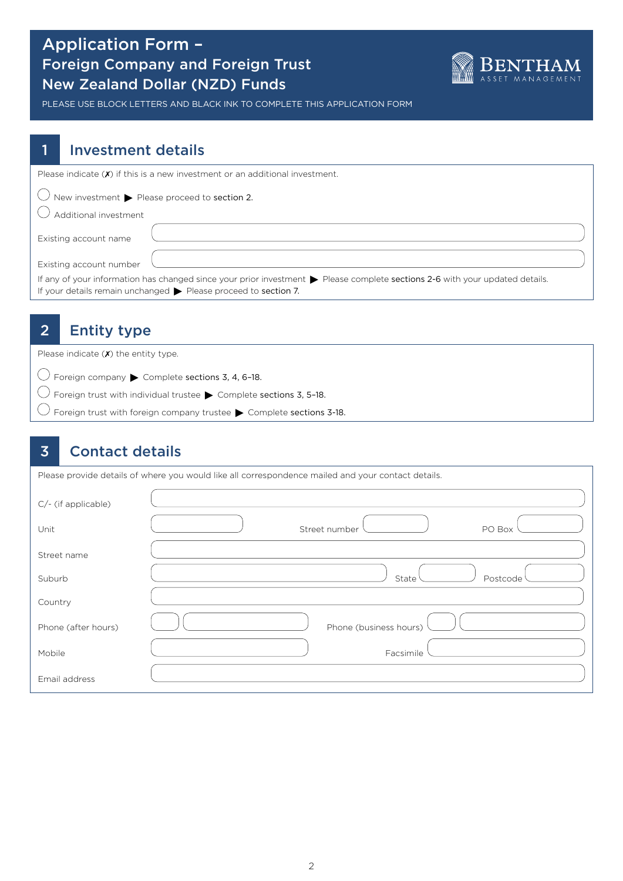# Application Form –
## Foreign Company and Foreign Trust
## New Zealand Dollar (NZD) Funds

BENTHAM ASSET MANAGEMENT

PLEASE USE BLOCK LETTERS AND BLACK INK TO COMPLETE THIS APPLICATION FORM

## 1 Investment details

Please indicate (✗) if this is a new investment or an additional investment.

- ◯ New investment ▶ Please proceed to **section 2**.
- ◯ Additional investment

Existing account name

Existing account number

If any of your information has changed since your prior investment ▶ Please complete **sections 2-6** with your updated details.
If your details remain unchanged ▶ Please proceed to **section 7**.

## 2 Entity type

Please indicate (✗) the entity type.

- ◯ Foreign company ▶ Complete **sections 3, 4, 6–18**.
- ◯ Foreign trust with individual trustee ▶ Complete **sections 3, 5–18**.
- ◯ Foreign trust with foreign company trustee ▶ Complete **sections 3-18**.

## 3 Contact details

Please provide details of where you would like all correspondence mailed and your contact details.

C/- (if applicable)

Unit | Street number | PO Box

Street name

Suburb | State | Postcode

Country

Phone (after hours) | Phone (business hours)

Mobile | Facsimile

Email address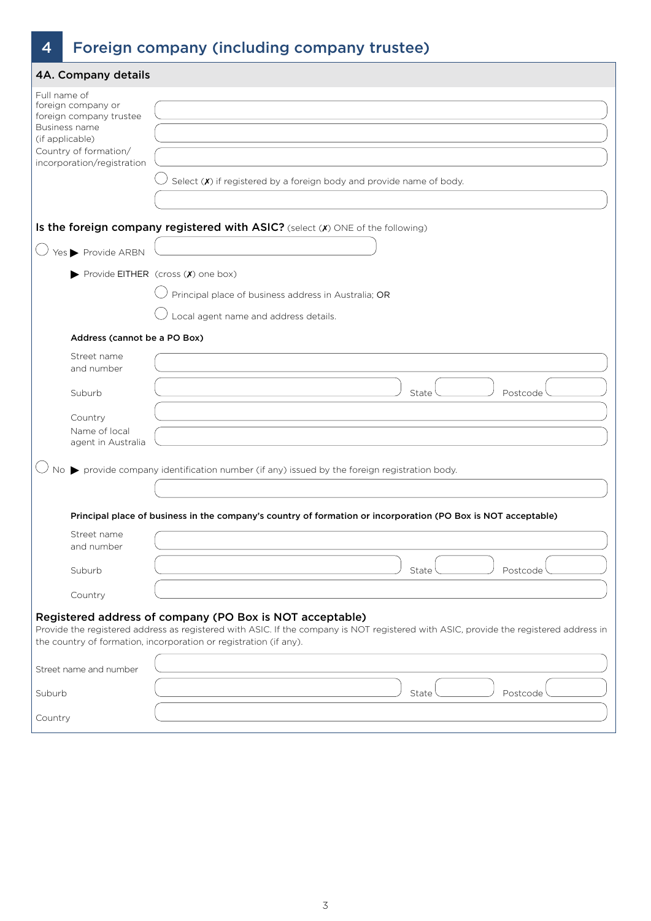## 4 Foreign company (including company trustee)

### 4A. Company details

Full name of foreign company or foreign company trustee

Business name (if applicable)

Country of formation/ incorporation/registration

○ Select (✗) if registered by a foreign body and provide name of body.

**Is the foreign company registered with ASIC?** (select (✗) ONE of the following)

○ Yes ▶ Provide ARBN

▶ Provide EITHER (cross (✗) one box)

○ Principal place of business address in Australia; OR

○ Local agent name and address details.

**Address (cannot be a PO Box)**

Street name and number

Suburb | State | Postcode

Country

Name of local agent in Australia

○ No ▶ provide company identification number (if any) issued by the foreign registration body.

**Principal place of business in the company's country of formation or incorporation (PO Box is NOT acceptable)**

Street name and number

Suburb | State | Postcode

Country

**Registered address of company (PO Box is NOT acceptable)**

Provide the registered address as registered with ASIC. If the company is NOT registered with ASIC, provide the registered address in the country of formation, incorporation or registration (if any).

Street name and number

Suburb | State | Postcode

Country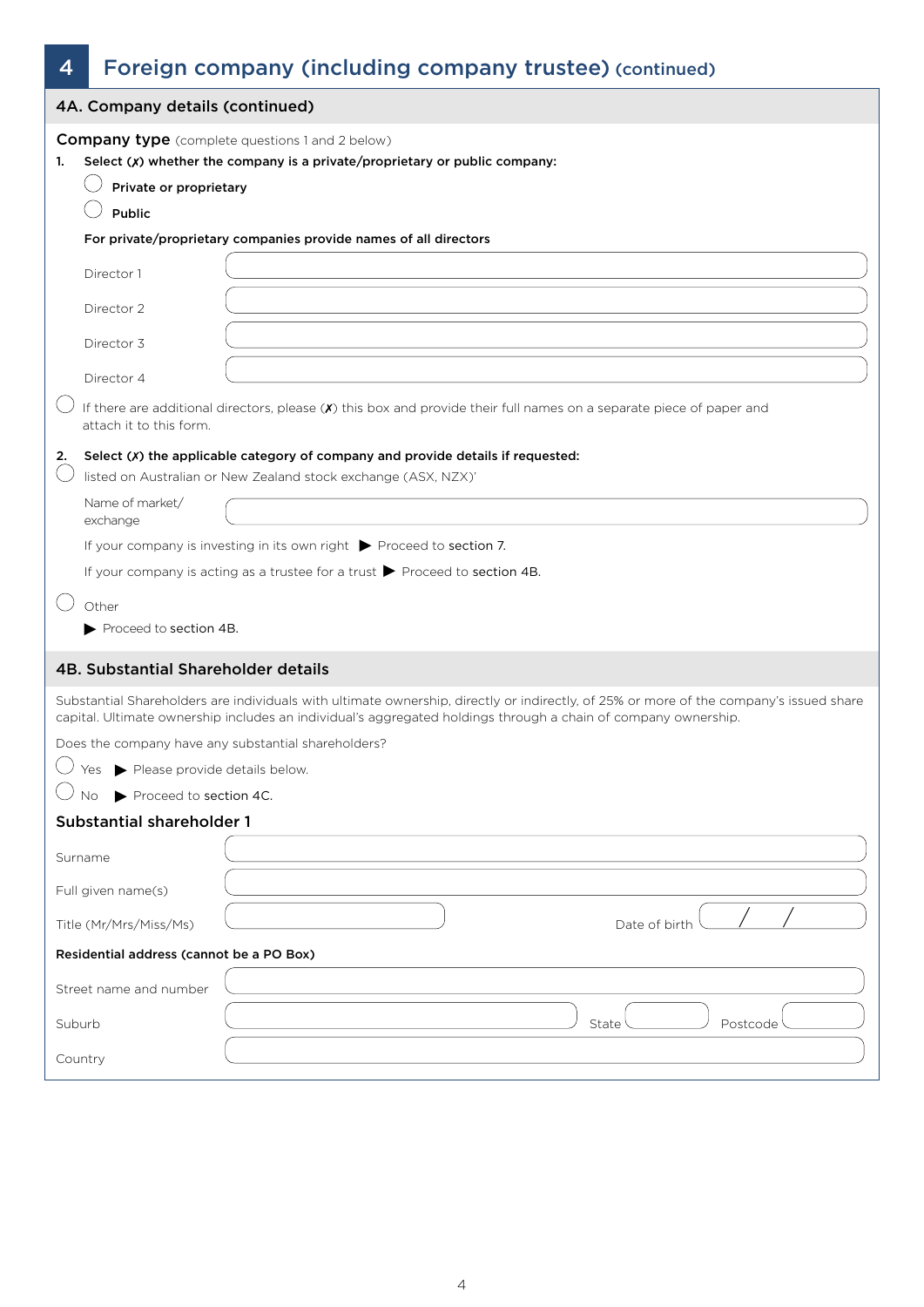# 4 Foreign company (including company trustee) (continued)

## 4A. Company details (continued)

**Company type** (complete questions 1 and 2 below)

1. **Select (✗) whether the company is a private/proprietary or public company:**

   ◯ **Private or proprietary**

   ◯ **Public**

   **For private/proprietary companies provide names of all directors**

   Director 1 \_\_\_\_\_\_\_\_\_\_\_\_\_\_\_\_\_\_\_\_

   Director 2 \_\_\_\_\_\_\_\_\_\_\_\_\_\_\_\_\_\_\_\_

   Director 3 \_\_\_\_\_\_\_\_\_\_\_\_\_\_\_\_\_\_\_\_

   Director 4 \_\_\_\_\_\_\_\_\_\_\_\_\_\_\_\_\_\_\_\_

◯ If there are additional directors, please (✗) this box and provide their full names on a separate piece of paper and attach it to this form.

2. **Select (✗) the applicable category of company and provide details if requested:**

◯ listed on Australian or New Zealand stock exchange (ASX, NZX)'

   Name of market/ exchange \_\_\_\_\_\_\_\_\_\_\_\_\_\_\_\_\_\_\_\_

   If your company is investing in its own right ▶ Proceed to section 7.

   If your company is acting as a trustee for a trust ▶ Proceed to section 4B.

◯ Other

   ▶ Proceed to section 4B.

## 4B. Substantial Shareholder details

Substantial Shareholders are individuals with ultimate ownership, directly or indirectly, of 25% or more of the company's issued share capital. Ultimate ownership includes an individual's aggregated holdings through a chain of company ownership.

Does the company have any substantial shareholders?

◯ Yes ▶ Please provide details below.

◯ No ▶ Proceed to section 4C.

### Substantial shareholder 1

Surname \_\_\_\_\_\_\_\_\_\_\_\_\_\_\_\_\_\_\_\_

Full given name(s) \_\_\_\_\_\_\_\_\_\_\_\_\_\_\_\_\_\_\_\_

Title (Mr/Mrs/Miss/Ms) \_\_\_\_\_\_\_\_\_\_ Date of birth \_\_ / \_\_ / \_\_

**Residential address (cannot be a PO Box)**

Street name and number \_\_\_\_\_\_\_\_\_\_\_\_\_\_\_\_\_\_\_\_

Suburb \_\_\_\_\_\_\_\_\_\_ State \_\_\_\_\_\_ Postcode \_\_\_\_\_\_

Country \_\_\_\_\_\_\_\_\_\_\_\_\_\_\_\_\_\_\_\_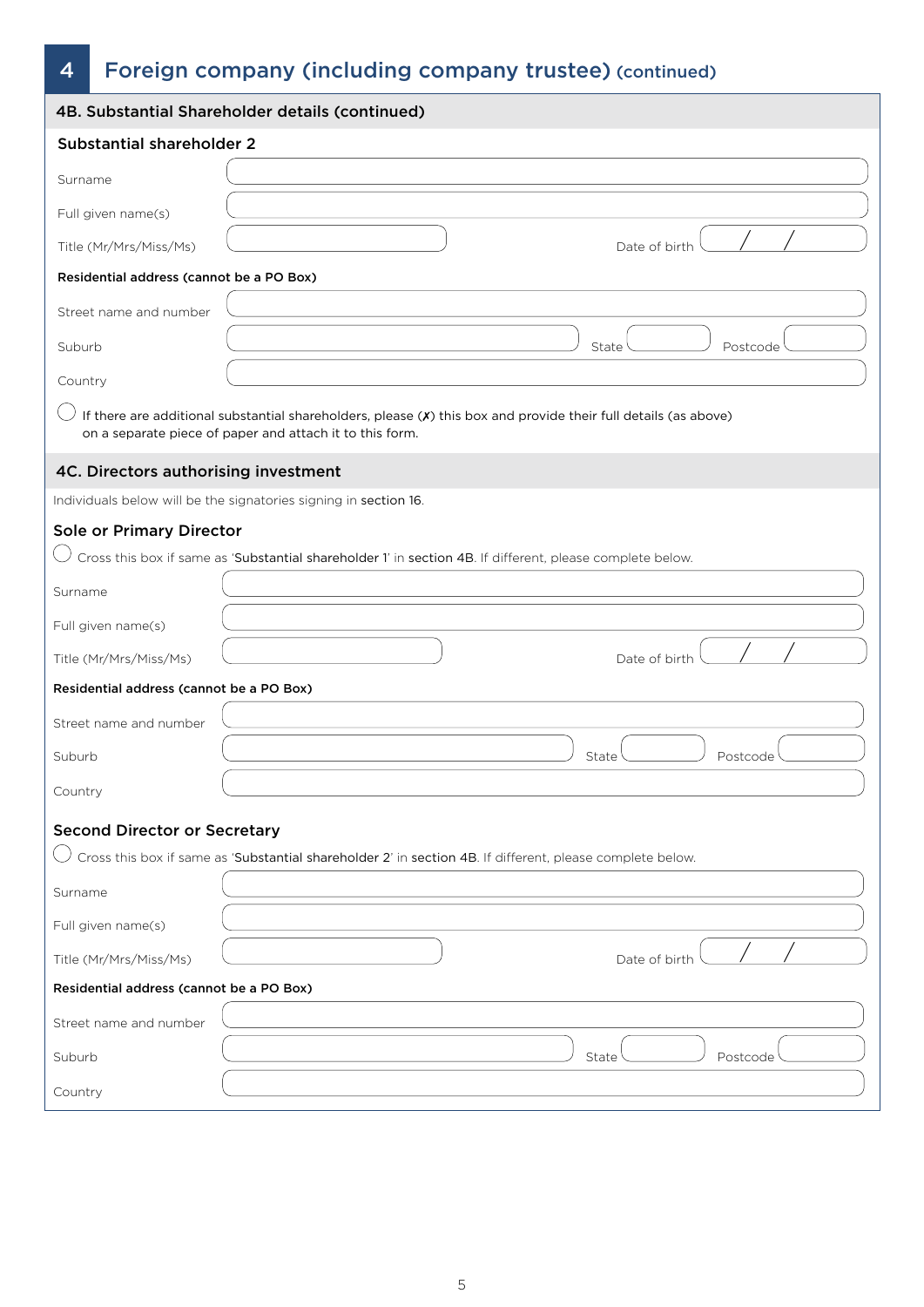## 4 Foreign company (including company trustee) (continued)

### 4B. Substantial Shareholder details (continued)

**Substantial shareholder 2**

Surname

Full given name(s)

Title (Mr/Mrs/Miss/Ms) Date of birth / /

**Residential address (cannot be a PO Box)**

Street name and number

Suburb State Postcode

Country

◯ If there are additional substantial shareholders, please (✗) this box and provide their full details (as above) on a separate piece of paper and attach it to this form.

### 4C. Directors authorising investment

Individuals below will be the signatories signing in section 16.

**Sole or Primary Director**

◯ Cross this box if same as 'Substantial shareholder 1' in section 4B. If different, please complete below.

Surname

Full given name(s)

Title (Mr/Mrs/Miss/Ms) Date of birth / /

**Residential address (cannot be a PO Box)**

Street name and number

Suburb State Postcode

Country

**Second Director or Secretary**

◯ Cross this box if same as 'Substantial shareholder 2' in section 4B. If different, please complete below.

Surname

Full given name(s)

Title (Mr/Mrs/Miss/Ms) Date of birth / /

**Residential address (cannot be a PO Box)**

Street name and number

Suburb State Postcode

Country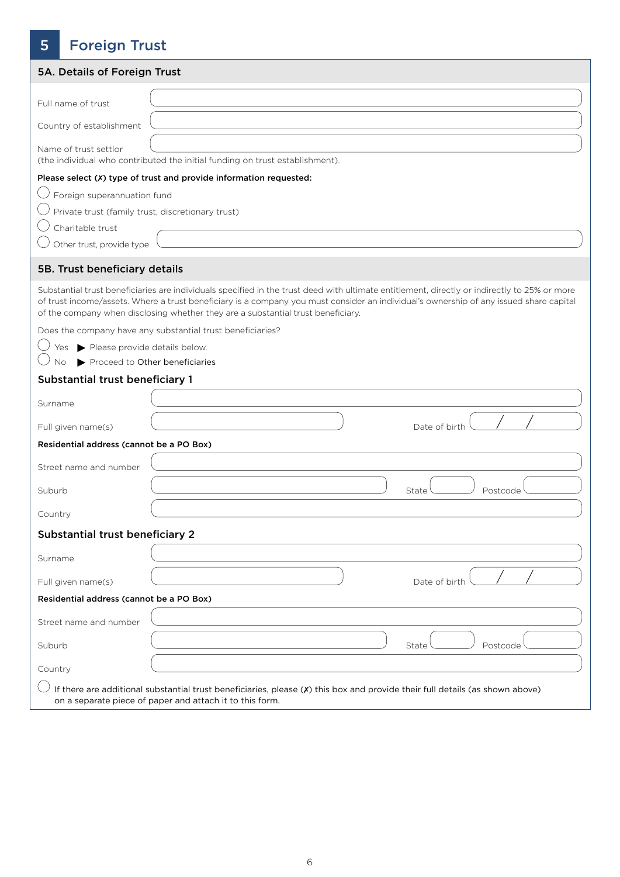# 5 Foreign Trust

## 5A. Details of Foreign Trust

Full name of trust

Country of establishment

Name of trust settlor
(the individual who contributed the initial funding on trust establishment).

**Please select (✗) type of trust and provide information requested:**

- ◯ Foreign superannuation fund
- ◯ Private trust (family trust, discretionary trust)
- ◯ Charitable trust
- ◯ Other trust, provide type

## 5B. Trust beneficiary details

Substantial trust beneficiaries are individuals specified in the trust deed with ultimate entitlement, directly or indirectly to 25% or more of trust income/assets. Where a trust beneficiary is a company you must consider an individual's ownership of any issued share capital of the company when disclosing whether they are a substantial trust beneficiary.

Does the company have any substantial trust beneficiaries?

- ◯ Yes ▶ Please provide details below.
- ◯ No ▶ Proceed to Other beneficiaries

### Substantial trust beneficiary 1

Surname

Full given name(s) | Date of birth / /

**Residential address (cannot be a PO Box)**

Street name and number

Suburb | State | Postcode

Country

### Substantial trust beneficiary 2

Surname

Full given name(s) | Date of birth / /

**Residential address (cannot be a PO Box)**

Street name and number

Suburb | State | Postcode

Country

◯ If there are additional substantial trust beneficiaries, please (✗) this box and provide their full details (as shown above) on a separate piece of paper and attach it to this form.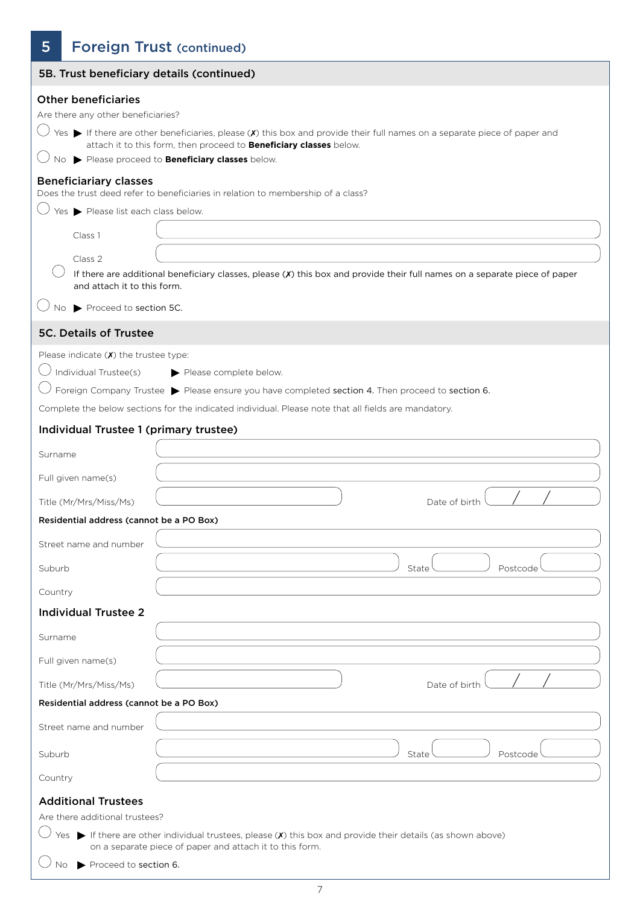# 5 Foreign Trust (continued)

## 5B. Trust beneficiary details (continued)

### Other beneficiaries

Are there any other beneficiaries?

◯ Yes ▶ If there are other beneficiaries, please (✗) this box and provide their full names on a separate piece of paper and attach it to this form, then proceed to **Beneficiary classes** below.

◯ No ▶ Please proceed to **Beneficiary classes** below.

### Beneficiary classes

Does the trust deed refer to beneficiaries in relation to membership of a class?

◯ Yes ▶ Please list each class below.

| | |
|---|---|
| Class 1 | |
| Class 2 | |

◯ If there are additional beneficiary classes, please (✗) this box and provide their full names on a separate piece of paper and attach it to this form.

◯ No ▶ Proceed to section 5C.

## 5C. Details of Trustee

Please indicate (✗) the trustee type:

◯ Individual Trustee(s) ▶ Please complete below.

◯ Foreign Company Trustee ▶ Please ensure you have completed section 4. Then proceed to section 6.

Complete the below sections for the indicated individual. Please note that all fields are mandatory.

### Individual Trustee 1 (primary trustee)

| | |
|---|---|
| Surname | |
| Full given name(s) | |
| Title (Mr/Mrs/Miss/Ms) | Date of birth / / |

**Residential address (cannot be a PO Box)**

| | |
|---|---|
| Street name and number | |
| Suburb | State Postcode |
| Country | |

### Individual Trustee 2

| | |
|---|---|
| Surname | |
| Full given name(s) | |
| Title (Mr/Mrs/Miss/Ms) | Date of birth / / |

**Residential address (cannot be a PO Box)**

| | |
|---|---|
| Street name and number | |
| Suburb | State Postcode |
| Country | |

### Additional Trustees

Are there additional trustees?

◯ Yes ▶ If there are other individual trustees, please (✗) this box and provide their details (as shown above) on a separate piece of paper and attach it to this form.

◯ No ▶ Proceed to section 6.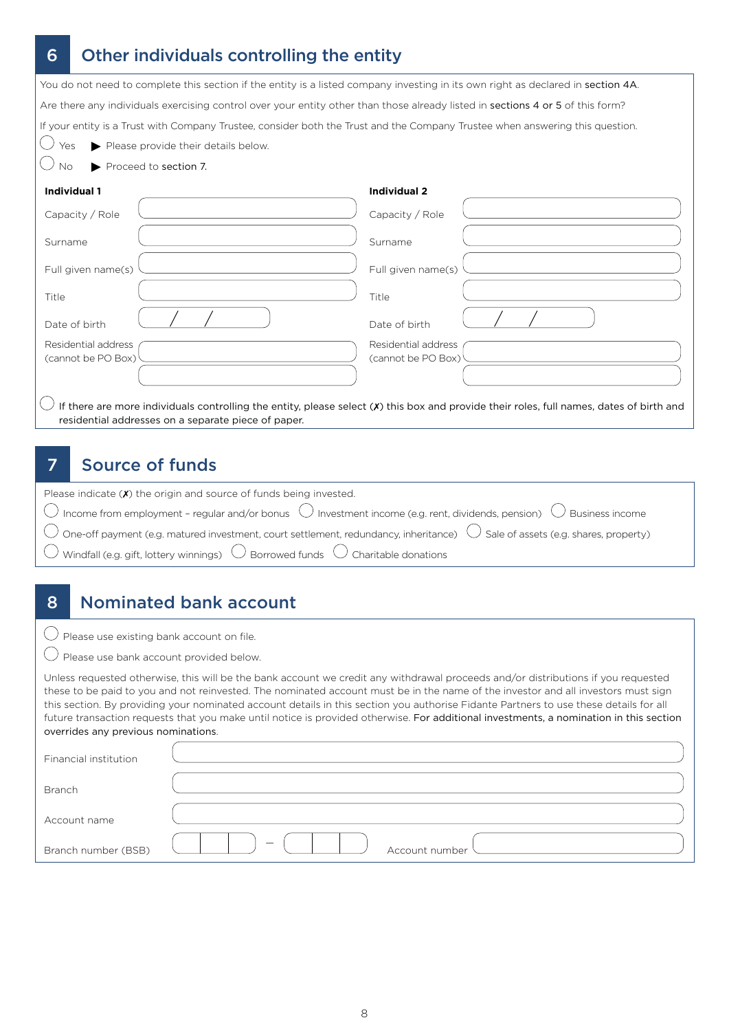## 6 Other individuals controlling the entity

You do not need to complete this section if the entity is a listed company investing in its own right as declared in section 4A.

Are there any individuals exercising control over your entity other than those already listed in sections 4 or 5 of this form?

If your entity is a Trust with Company Trustee, consider both the Trust and the Company Trustee when answering this question.

- ◯ Yes ▶ Please provide their details below.
- ◯ No ▶ Proceed to section 7.

| **Individual 1** | | **Individual 2** | |
|---|---|---|---|
| Capacity / Role | | Capacity / Role | |
| Surname | | Surname | |
| Full given name(s) | | Full given name(s) | |
| Title | | Title | |
| Date of birth | / / | Date of birth | / / |
| Residential address (cannot be PO Box) | | Residential address (cannot be PO Box) | |
| | | | |

◯ If there are more individuals controlling the entity, please select (✗) this box and provide their roles, full names, dates of birth and residential addresses on a separate piece of paper.

## 7 Source of funds

Please indicate (✗) the origin and source of funds being invested.

- ◯ Income from employment – regular and/or bonus
- ◯ Investment income (e.g. rent, dividends, pension)
- ◯ Business income
- ◯ One-off payment (e.g. matured investment, court settlement, redundancy, inheritance)
- ◯ Sale of assets (e.g. shares, property)
- ◯ Windfall (e.g. gift, lottery winnings)
- ◯ Borrowed funds
- ◯ Charitable donations

## 8 Nominated bank account

- ◯ Please use existing bank account on file.
- ◯ Please use bank account provided below.

Unless requested otherwise, this will be the bank account we credit any withdrawal proceeds and/or distributions if you requested these to be paid to you and not reinvested. The nominated account must be in the name of the investor and all investors must sign this section. By providing your nominated account details in this section you authorise Fidante Partners to use these details for all future transaction requests that you make until notice is provided otherwise. For additional investments, a nomination in this section overrides any previous nominations.

| | |
|---|---|
| Financial institution | |
| Branch | |
| Account name | |
| Branch number (BSB) | – |
| Account number | |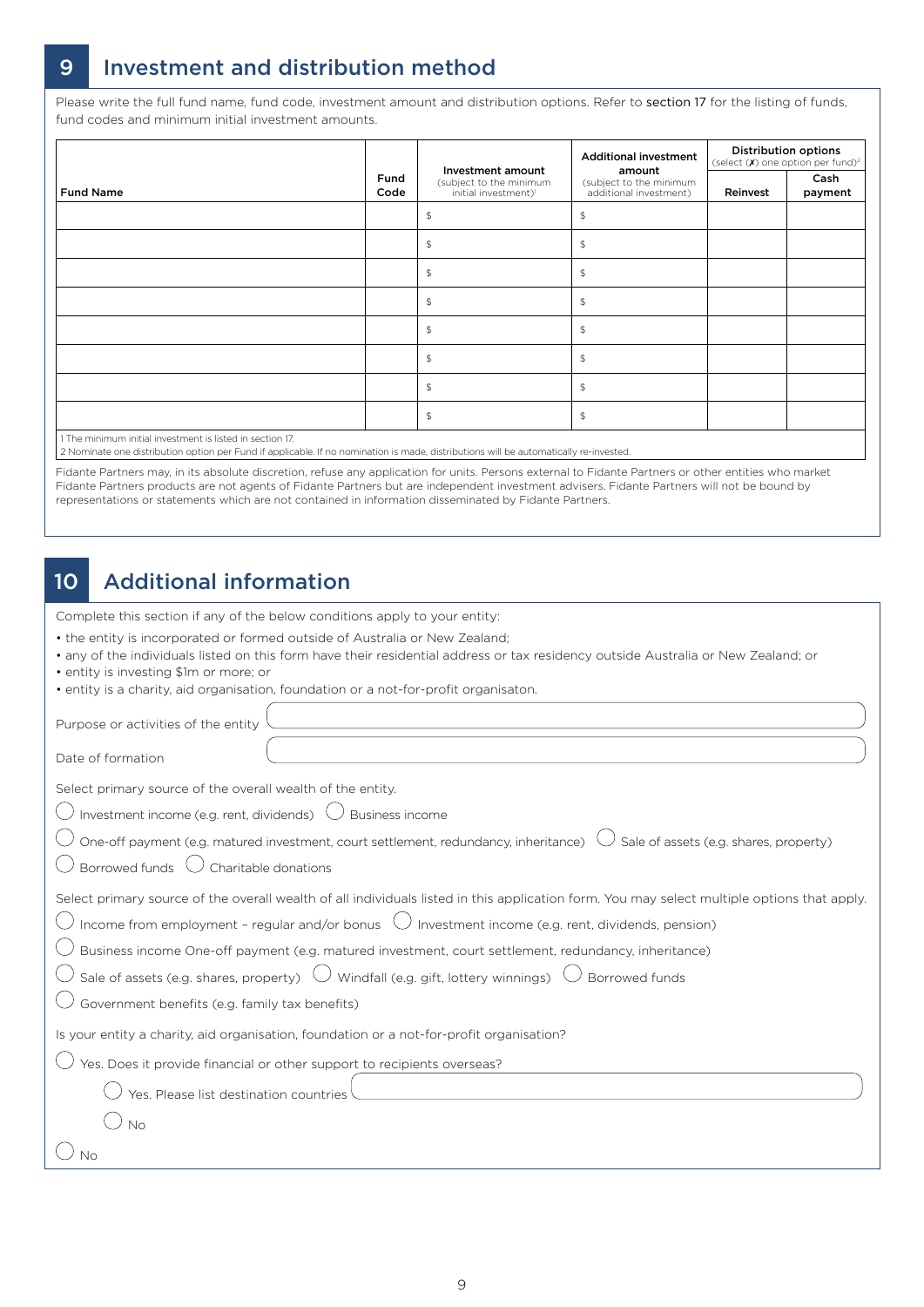# 9 Investment and distribution method

Please write the full fund name, fund code, investment amount and distribution options. Refer to section 17 for the listing of funds, fund codes and minimum initial investment amounts.

| Fund Name | Fund Code | Investment amount (subject to the minimum initial investment)[1] | Additional investment amount (subject to the minimum additional investment) | Distribution options (select (✗) one option per fund)[2] | |
|---|---|---|---|---|---|
| | | | | Reinvest | Cash payment |
| | | $ | $ | | |
| | | $ | $ | | |
| | | $ | $ | | |
| | | $ | $ | | |
| | | $ | $ | | |
| | | $ | $ | | |
| | | $ | $ | | |
| | | $ | $ | | |

1 The minimum initial investment is listed in section 17.
2 Nominate one distribution option per Fund if applicable. If no nomination is made, distributions will be automatically re-invested.

Fidante Partners may, in its absolute discretion, refuse any application for units. Persons external to Fidante Partners or other entities who market Fidante Partners products are not agents of Fidante Partners but are independent investment advisers. Fidante Partners will not be bound by representations or statements which are not contained in information disseminated by Fidante Partners.

# 10 Additional information

Complete this section if any of the below conditions apply to your entity:

- the entity is incorporated or formed outside of Australia or New Zealand;
- any of the individuals listed on this form have their residential address or tax residency outside Australia or New Zealand; or
- entity is investing $1m or more; or
- entity is a charity, aid organisation, foundation or a not-for-profit organisaton.

Purpose or activities of the entity

Date of formation

Select primary source of the overall wealth of the entity.

◯ Investment income (e.g. rent, dividends) ◯ Business income

◯ One-off payment (e.g. matured investment, court settlement, redundancy, inheritance) ◯ Sale of assets (e.g. shares, property)

◯ Borrowed funds ◯ Charitable donations

Select primary source of the overall wealth of all individuals listed in this application form. You may select multiple options that apply.

◯ Income from employment – regular and/or bonus ◯ Investment income (e.g. rent, dividends, pension)

◯ Business income One-off payment (e.g. matured investment, court settlement, redundancy, inheritance)

◯ Sale of assets (e.g. shares, property) ◯ Windfall (e.g. gift, lottery winnings) ◯ Borrowed funds

◯ Government benefits (e.g. family tax benefits)

Is your entity a charity, aid organisation, foundation or a not-for-profit organisation?

◯ Yes. Does it provide financial or other support to recipients overseas?

◯ Yes. Please list destination countries

◯ No

◯ No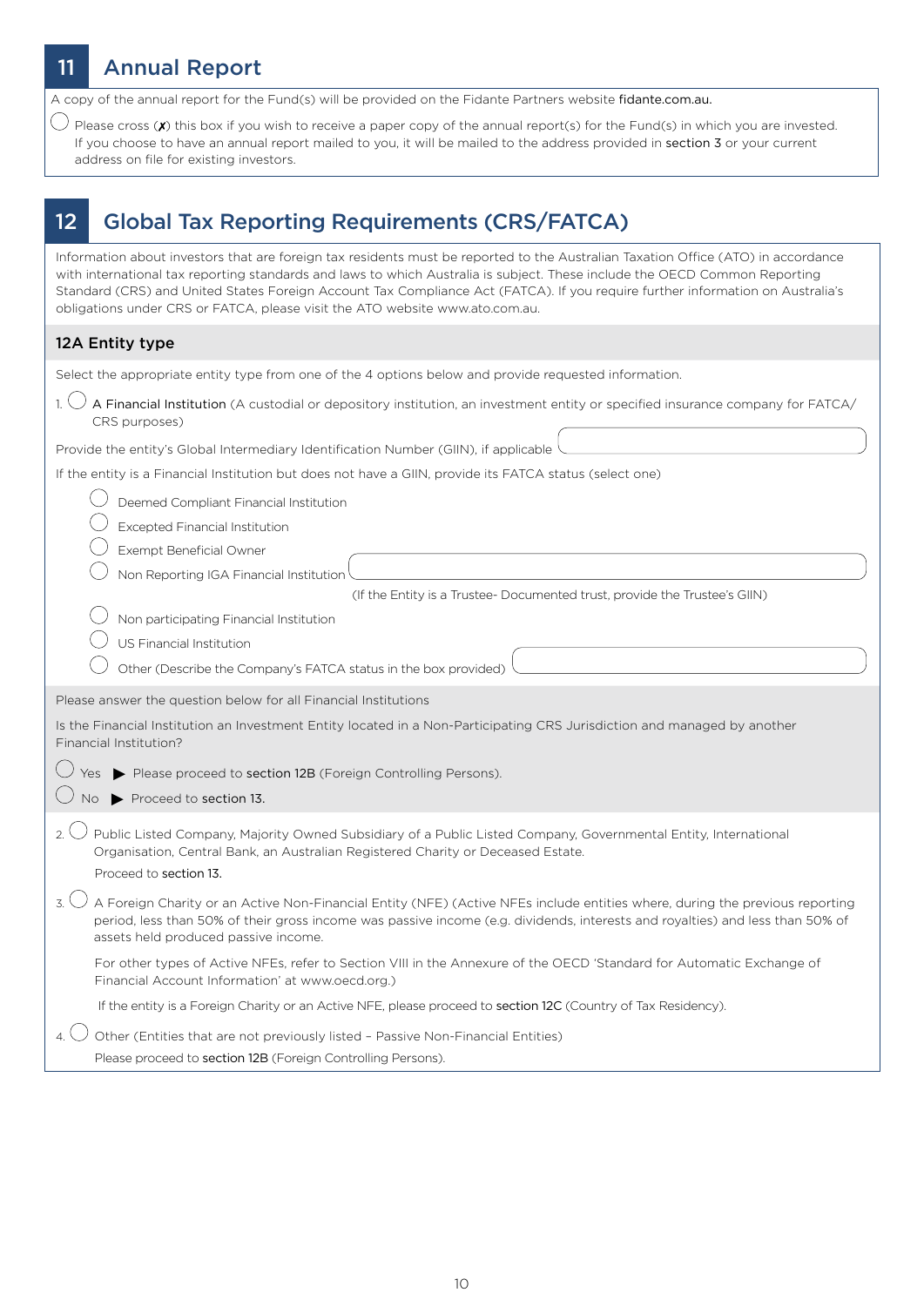## 11 Annual Report

A copy of the annual report for the Fund(s) will be provided on the Fidante Partners website fidante.com.au.

◯ Please cross (✗) this box if you wish to receive a paper copy of the annual report(s) for the Fund(s) in which you are invested. If you choose to have an annual report mailed to you, it will be mailed to the address provided in section 3 or your current address on file for existing investors.

## 12 Global Tax Reporting Requirements (CRS/FATCA)

Information about investors that are foreign tax residents must be reported to the Australian Taxation Office (ATO) in accordance with international tax reporting standards and laws to which Australia is subject. These include the OECD Common Reporting Standard (CRS) and United States Foreign Account Tax Compliance Act (FATCA). If you require further information on Australia's obligations under CRS or FATCA, please visit the ATO website www.ato.com.au.

### 12A Entity type

Select the appropriate entity type from one of the 4 options below and provide requested information.

1. ◯ A Financial Institution (A custodial or depository institution, an investment entity or specified insurance company for FATCA/CRS purposes)

Provide the entity's Global Intermediary Identification Number (GIIN), if applicable ____________________

If the entity is a Financial Institution but does not have a GIIN, provide its FATCA status (select one)

- ◯ Deemed Compliant Financial Institution
- ◯ Excepted Financial Institution
- ◯ Exempt Beneficial Owner
- ◯ Non Reporting IGA Financial Institution ____________________
  (If the Entity is a Trustee- Documented trust, provide the Trustee's GIIN)
- ◯ Non participating Financial Institution
- ◯ US Financial Institution
- ◯ Other (Describe the Company's FATCA status in the box provided) ____________________

Please answer the question below for all Financial Institutions

Is the Financial Institution an Investment Entity located in a Non-Participating CRS Jurisdiction and managed by another Financial Institution?

◯ Yes ▶ Please proceed to section 12B (Foreign Controlling Persons).

◯ No ▶ Proceed to section 13.

2. ◯ Public Listed Company, Majority Owned Subsidiary of a Public Listed Company, Governmental Entity, International Organisation, Central Bank, an Australian Registered Charity or Deceased Estate.

   Proceed to section 13.

3. ◯ A Foreign Charity or an Active Non-Financial Entity (NFE) (Active NFEs include entities where, during the previous reporting period, less than 50% of their gross income was passive income (e.g. dividends, interests and royalties) and less than 50% of assets held produced passive income.

   For other types of Active NFEs, refer to Section VIII in the Annexure of the OECD 'Standard for Automatic Exchange of Financial Account Information' at www.oecd.org.)

   If the entity is a Foreign Charity or an Active NFE, please proceed to section 12C (Country of Tax Residency).

4. ◯ Other (Entities that are not previously listed – Passive Non-Financial Entities)

   Please proceed to section 12B (Foreign Controlling Persons).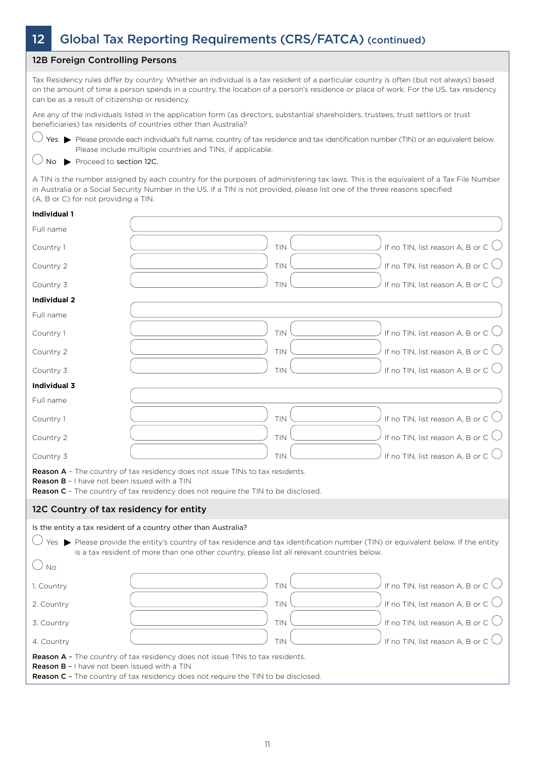# 12 Global Tax Reporting Requirements (CRS/FATCA) (continued)

## 12B Foreign Controlling Persons

Tax Residency rules differ by country. Whether an individual is a tax resident of a particular country is often (but not always) based on the amount of time a person spends in a country, the location of a person's residence or place of work. For the US, tax residency can be as a result of citizenship or residency.

Are any of the individuals listed in the application form (as directors, substantial shareholders, trustees, trust settlors or trust beneficiaries) tax residents of countries other than Australia?

◯ Yes ▶ Please provide each individual's full name, country of tax residence and tax identification number (TIN) or an equivalent below. Please include multiple countries and TINs, if applicable.

◯ No ▶ Proceed to **section 12C**.

A TIN is the number assigned by each country for the purposes of administering tax laws. This is the equivalent of a Tax File Number in Australia or a Social Security Number in the US. If a TIN is not provided, please list one of the three reasons specified (A, B or C) for not providing a TIN.

**Individual 1**

| | | | | |
|---|---|---|---|---|
| Full name | | | | |
| Country 1 | | TIN | | If no TIN, list reason A, B or C ◯ |
| Country 2 | | TIN | | If no TIN, list reason A, B or C ◯ |
| Country 3 | | TIN | | If no TIN, list reason A, B or C ◯ |

**Individual 2**

| | | | | |
|---|---|---|---|---|
| Full name | | | | |
| Country 1 | | TIN | | If no TIN, list reason A, B or C ◯ |
| Country 2 | | TIN | | If no TIN, list reason A, B or C ◯ |
| Country 3 | | TIN | | If no TIN, list reason A, B or C ◯ |

**Individual 3**

| | | | | |
|---|---|---|---|---|
| Full name | | | | |
| Country 1 | | TIN | | If no TIN, list reason A, B or C ◯ |
| Country 2 | | TIN | | If no TIN, list reason A, B or C ◯ |
| Country 3 | | TIN | | If no TIN, list reason A, B or C ◯ |

**Reason A** – The country of tax residency does not issue TINs to tax residents.
**Reason B** – I have not been issued with a TIN.
**Reason C** – The country of tax residency does not require the TIN to be disclosed.

## 12C Country of tax residency for entity

Is the entity a tax resident of a country other than Australia?

◯ Yes ▶ Please provide the entity's country of tax residence and tax identification number (TIN) or equivalent below. If the entity is a tax resident of more than one other country, please list all relevant countries below.

◯ No

| | | | | |
|---|---|---|---|---|
| 1. Country | | TIN | | If no TIN, list reason A, B or C ◯ |
| 2. Country | | TIN | | If no TIN, list reason A, B or C ◯ |
| 3. Country | | TIN | | If no TIN, list reason A, B or C ◯ |
| 4. Country | | TIN | | If no TIN, list reason A, B or C ◯ |

**Reason A** – The country of tax residency does not issue TINs to tax residents.
**Reason B** – I have not been issued with a TIN.
**Reason C** – The country of tax residency does not require the TIN to be disclosed.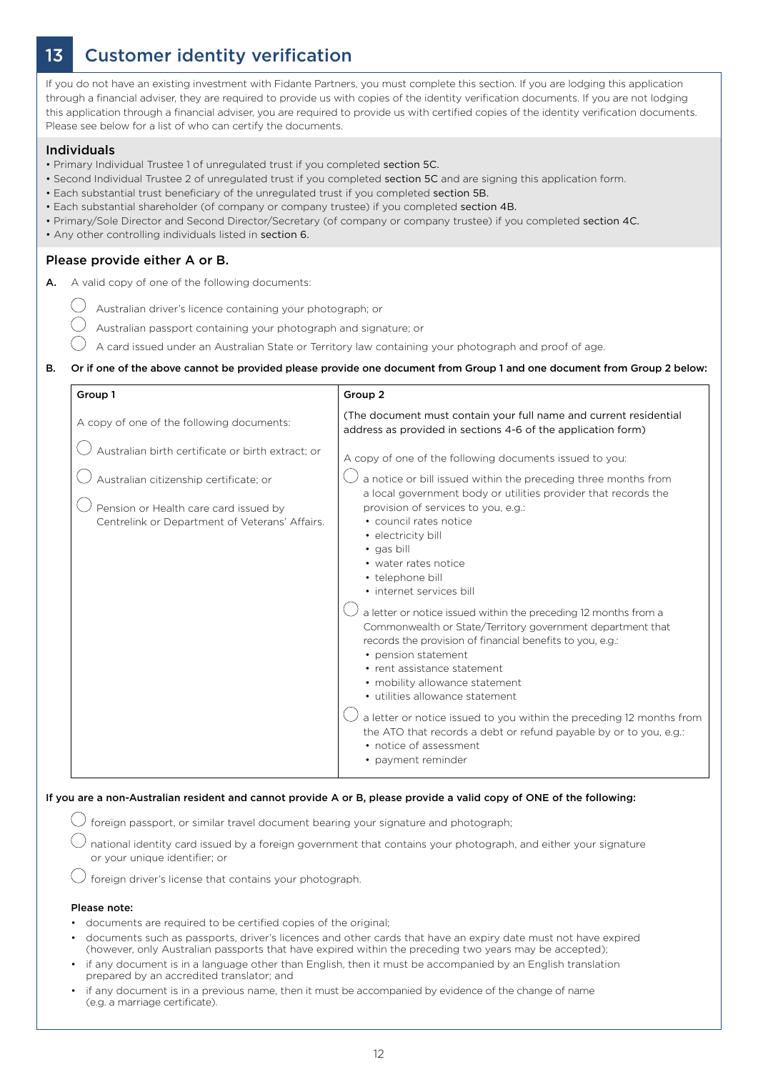## 13 Customer identity verification

If you do not have an existing investment with Fidante Partners, you must complete this section. If you are lodging this application through a financial adviser, they are required to provide us with copies of the identity verification documents. If you are not lodging this application through a financial adviser, you are required to provide us with certified copies of the identity verification documents. Please see below for a list of who can certify the documents.

### Individuals

- Primary Individual Trustee 1 of unregulated trust if you completed section 5C.
- Second Individual Trustee 2 of unregulated trust if you completed section 5C and are signing this application form.
- Each substantial trust beneficiary of the unregulated trust if you completed section 5B.
- Each substantial shareholder (of company or company trustee) if you completed section 4B.
- Primary/Sole Director and Second Director/Secretary (of company or company trustee) if you completed section 4C.
- Any other controlling individuals listed in section 6.

### Please provide either A or B.

**A.** A valid copy of one of the following documents:

- ◯ Australian driver's licence containing your photograph; or
- ◯ Australian passport containing your photograph and signature; or
- ◯ A card issued under an Australian State or Territory law containing your photograph and proof of age.

**B. Or if one of the above cannot be provided please provide one document from Group 1 and one document from Group 2 below:**

| Group 1 | Group 2 |
|---|---|
| A copy of one of the following documents:<br><br>◯ Australian birth certificate or birth extract; or<br><br>◯ Australian citizenship certificate; or<br><br>◯ Pension or Health care card issued by Centrelink or Department of Veterans' Affairs. | (The document must contain your full name and current residential address as provided in sections 4-6 of the application form)<br><br>A copy of one of the following documents issued to you:<br><br>◯ a notice or bill issued within the preceding three months from a local government body or utilities provider that records the provision of services to you, e.g.:<br>• council rates notice<br>• electricity bill<br>• gas bill<br>• water rates notice<br>• telephone bill<br>• internet services bill<br><br>◯ a letter or notice issued within the preceding 12 months from a Commonwealth or State/Territory government department that records the provision of financial benefits to you, e.g.:<br>• pension statement<br>• rent assistance statement<br>• mobility allowance statement<br>• utilities allowance statement<br><br>◯ a letter or notice issued to you within the preceding 12 months from the ATO that records a debt or refund payable by or to you, e.g.:<br>• notice of assessment<br>• payment reminder |

**If you are a non-Australian resident and cannot provide A or B, please provide a valid copy of ONE of the following:**

- ◯ foreign passport, or similar travel document bearing your signature and photograph;
- ◯ national identity card issued by a foreign government that contains your photograph, and either your signature or your unique identifier; or
- ◯ foreign driver's license that contains your photograph.

**Please note:**

- documents are required to be certified copies of the original;
- documents such as passports, driver's licences and other cards that have an expiry date must not have expired (however, only Australian passports that have expired within the preceding two years may be accepted);
- if any document is in a language other than English, then it must be accompanied by an English translation prepared by an accredited translator; and
- if any document is in a previous name, then it must be accompanied by evidence of the change of name (e.g. a marriage certificate).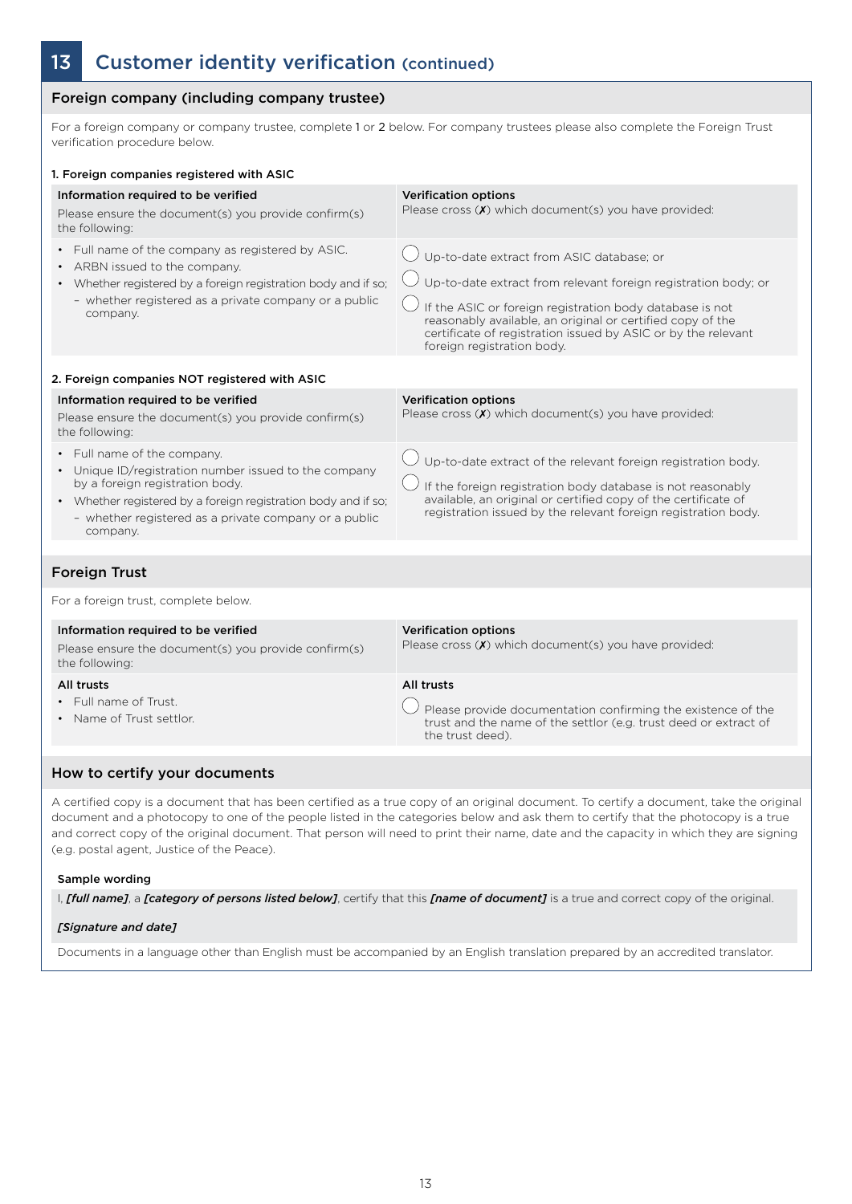# 13 Customer identity verification (continued)

## Foreign company (including company trustee)

For a foreign company or company trustee, complete 1 or 2 below. For company trustees please also complete the Foreign Trust verification procedure below.

### 1. Foreign companies registered with ASIC

| **Information required to be verified**<br>Please ensure the document(s) you provide confirm(s) the following: | **Verification options**<br>Please cross (✗) which document(s) you have provided: |
|---|---|
| • Full name of the company as registered by ASIC.<br>• ARBN issued to the company.<br>• Whether registered by a foreign registration body and if so;<br>  – whether registered as a private company or a public company. | ◯ Up-to-date extract from ASIC database; or<br>◯ Up-to-date extract from relevant foreign registration body; or<br>◯ If the ASIC or foreign registration body database is not reasonably available, an original or certified copy of the certificate of registration issued by ASIC or by the relevant foreign registration body. |

### 2. Foreign companies NOT registered with ASIC

| **Information required to be verified**<br>Please ensure the document(s) you provide confirm(s) the following: | **Verification options**<br>Please cross (✗) which document(s) you have provided: |
|---|---|
| • Full name of the company.<br>• Unique ID/registration number issued to the company by a foreign registration body.<br>• Whether registered by a foreign registration body and if so;<br>  – whether registered as a private company or a public company. | ◯ Up-to-date extract of the relevant foreign registration body.<br>◯ If the foreign registration body database is not reasonably available, an original or certified copy of the certificate of registration issued by the relevant foreign registration body. |

## Foreign Trust

For a foreign trust, complete below.

| **Information required to be verified**<br>Please ensure the document(s) you provide confirm(s) the following: | **Verification options**<br>Please cross (✗) which document(s) you have provided: |
|---|---|
| **All trusts**<br>• Full name of Trust.<br>• Name of Trust settlor. | **All trusts**<br>◯ Please provide documentation confirming the existence of the trust and the name of the settlor (e.g. trust deed or extract of the trust deed). |

## How to certify your documents

A certified copy is a document that has been certified as a true copy of an original document. To certify a document, take the original document and a photocopy to one of the people listed in the categories below and ask them to certify that the photocopy is a true and correct copy of the original document. That person will need to print their name, date and the capacity in which they are signing (e.g. postal agent, Justice of the Peace).

**Sample wording**

I, ***[full name]***, a ***[category of persons listed below]***, certify that this ***[name of document]*** is a true and correct copy of the original.

***[Signature and date]***

Documents in a language other than English must be accompanied by an English translation prepared by an accredited translator.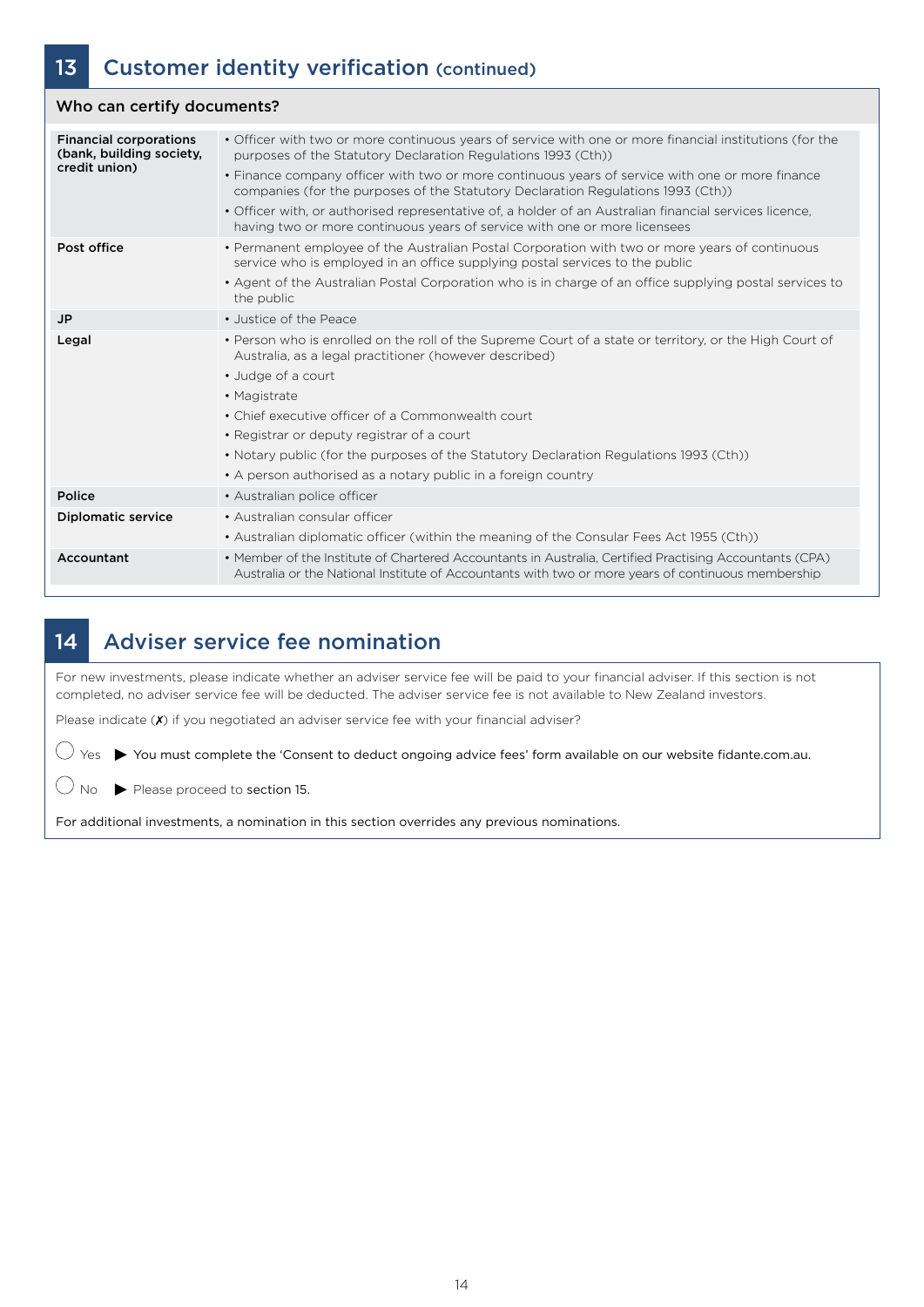## 13 Customer identity verification (continued)

### Who can certify documents?

| Category | Who |
|---|---|
| **Financial corporations (bank, building society, credit union)** | • Officer with two or more continuous years of service with one or more financial institutions (for the purposes of the Statutory Declaration Regulations 1993 (Cth))<br>• Finance company officer with two or more continuous years of service with one or more finance companies (for the purposes of the Statutory Declaration Regulations 1993 (Cth))<br>• Officer with, or authorised representative of, a holder of an Australian financial services licence, having two or more continuous years of service with one or more licensees |
| **Post office** | • Permanent employee of the Australian Postal Corporation with two or more years of continuous service who is employed in an office supplying postal services to the public<br>• Agent of the Australian Postal Corporation who is in charge of an office supplying postal services to the public |
| **JP** | • Justice of the Peace |
| **Legal** | • Person who is enrolled on the roll of the Supreme Court of a state or territory, or the High Court of Australia, as a legal practitioner (however described)<br>• Judge of a court<br>• Magistrate<br>• Chief executive officer of a Commonwealth court<br>• Registrar or deputy registrar of a court<br>• Notary public (for the purposes of the Statutory Declaration Regulations 1993 (Cth))<br>• A person authorised as a notary public in a foreign country |
| **Police** | • Australian police officer |
| **Diplomatic service** | • Australian consular officer<br>• Australian diplomatic officer (within the meaning of the Consular Fees Act 1955 (Cth)) |
| **Accountant** | • Member of the Institute of Chartered Accountants in Australia, Certified Practising Accountants (CPA) Australia or the National Institute of Accountants with two or more years of continuous membership |

## 14 Adviser service fee nomination

For new investments, please indicate whether an adviser service fee will be paid to your financial adviser. If this section is not completed, no adviser service fee will be deducted. The adviser service fee is not available to New Zealand investors.

Please indicate (✗) if you negotiated an adviser service fee with your financial adviser?

◯ Yes ▶ You must complete the 'Consent to deduct ongoing advice fees' form available on our website fidante.com.au.

◯ No ▶ Please proceed to section 15.

For additional investments, a nomination in this section overrides any previous nominations.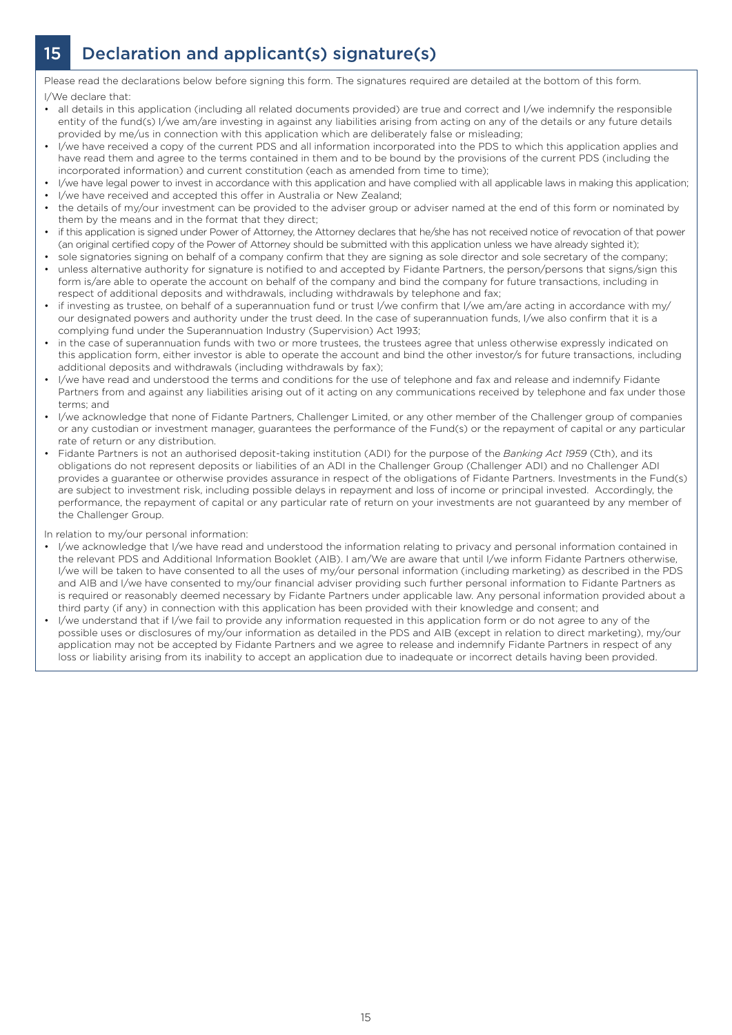## 15 Declaration and applicant(s) signature(s)

Please read the declarations below before signing this form. The signatures required are detailed at the bottom of this form.

I/We declare that:

- all details in this application (including all related documents provided) are true and correct and I/we indemnify the responsible entity of the fund(s) I/we am/are investing in against any liabilities arising from acting on any of the details or any future details provided by me/us in connection with this application which are deliberately false or misleading;
- I/we have received a copy of the current PDS and all information incorporated into the PDS to which this application applies and have read them and agree to the terms contained in them and to be bound by the provisions of the current PDS (including the incorporated information) and current constitution (each as amended from time to time);
- I/we have legal power to invest in accordance with this application and have complied with all applicable laws in making this application;
- I/we have received and accepted this offer in Australia or New Zealand;
- the details of my/our investment can be provided to the adviser group or adviser named at the end of this form or nominated by them by the means and in the format that they direct;
- if this application is signed under Power of Attorney, the Attorney declares that he/she has not received notice of revocation of that power (an original certified copy of the Power of Attorney should be submitted with this application unless we have already sighted it);
- sole signatories signing on behalf of a company confirm that they are signing as sole director and sole secretary of the company;
- unless alternative authority for signature is notified to and accepted by Fidante Partners, the person/persons that signs/sign this form is/are able to operate the account on behalf of the company and bind the company for future transactions, including in respect of additional deposits and withdrawals, including withdrawals by telephone and fax;
- if investing as trustee, on behalf of a superannuation fund or trust I/we confirm that I/we am/are acting in accordance with my/our designated powers and authority under the trust deed. In the case of superannuation funds, I/we also confirm that it is a complying fund under the Superannuation Industry (Supervision) Act 1993;
- in the case of superannuation funds with two or more trustees, the trustees agree that unless otherwise expressly indicated on this application form, either investor is able to operate the account and bind the other investor/s for future transactions, including additional deposits and withdrawals (including withdrawals by fax);
- I/we have read and understood the terms and conditions for the use of telephone and fax and release and indemnify Fidante Partners from and against any liabilities arising out of it acting on any communications received by telephone and fax under those terms; and
- I/we acknowledge that none of Fidante Partners, Challenger Limited, or any other member of the Challenger group of companies or any custodian or investment manager, guarantees the performance of the Fund(s) or the repayment of capital or any particular rate of return or any distribution.
- Fidante Partners is not an authorised deposit-taking institution (ADI) for the purpose of the *Banking Act 1959* (Cth), and its obligations do not represent deposits or liabilities of an ADI in the Challenger Group (Challenger ADI) and no Challenger ADI provides a guarantee or otherwise provides assurance in respect of the obligations of Fidante Partners. Investments in the Fund(s) are subject to investment risk, including possible delays in repayment and loss of income or principal invested. Accordingly, the performance, the repayment of capital or any particular rate of return on your investments are not guaranteed by any member of the Challenger Group.

In relation to my/our personal information:

- I/we acknowledge that I/we have read and understood the information relating to privacy and personal information contained in the relevant PDS and Additional Information Booklet (AIB). I am/We are aware that until I/we inform Fidante Partners otherwise, I/we will be taken to have consented to all the uses of my/our personal information (including marketing) as described in the PDS and AIB and I/we have consented to my/our financial adviser providing such further personal information to Fidante Partners as is required or reasonably deemed necessary by Fidante Partners under applicable law. Any personal information provided about a third party (if any) in connection with this application has been provided with their knowledge and consent; and
- I/we understand that if I/we fail to provide any information requested in this application form or do not agree to any of the possible uses or disclosures of my/our information as detailed in the PDS and AIB (except in relation to direct marketing), my/our application may not be accepted by Fidante Partners and we agree to release and indemnify Fidante Partners in respect of any loss or liability arising from its inability to accept an application due to inadequate or incorrect details having been provided.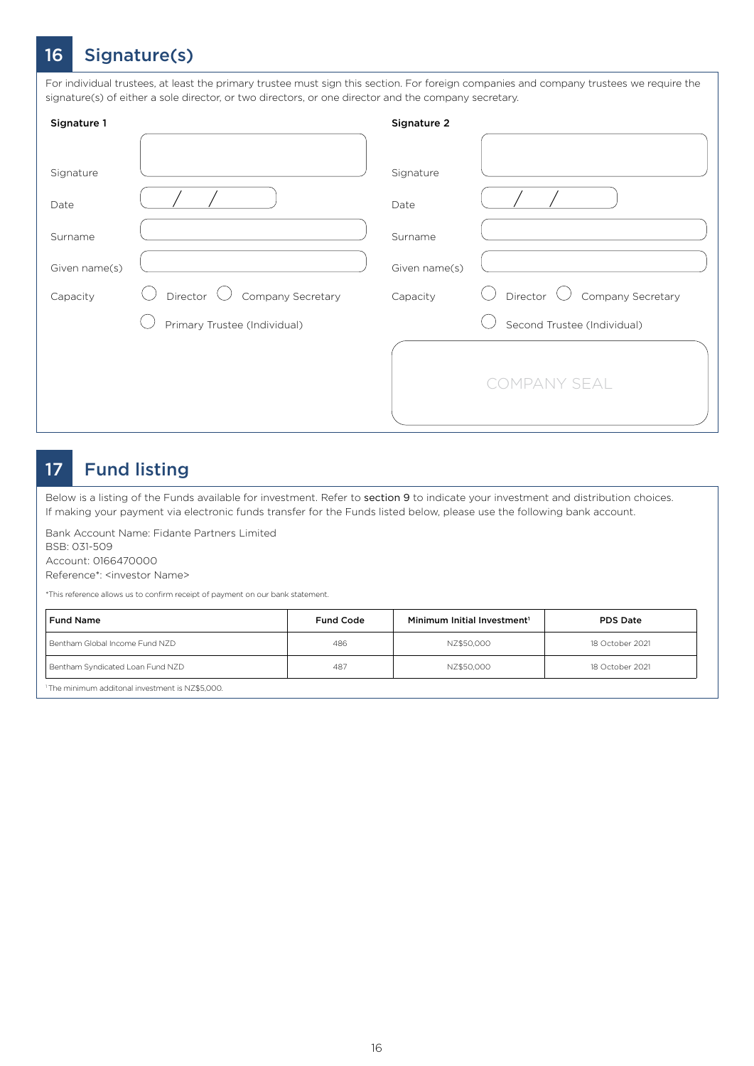## 16 Signature(s)

For individual trustees, at least the primary trustee must sign this section. For foreign companies and company trustees we require the signature(s) of either a sole director, or two directors, or one director and the company secretary.

**Signature 1**

Signature

Date  /  /

Surname

Given name(s)

Capacity ◯ Director ◯ Company Secretary

◯ Primary Trustee (Individual)

**Signature 2**

Signature

Date  /  /

Surname

Given name(s)

Capacity ◯ Director ◯ Company Secretary

◯ Second Trustee (Individual)

COMPANY SEAL

## 17 Fund listing

Below is a listing of the Funds available for investment. Refer to section 9 to indicate your investment and distribution choices. If making your payment via electronic funds transfer for the Funds listed below, please use the following bank account.

Bank Account Name: Fidante Partners Limited
BSB: 031-509
Account: 0166470000
Reference*: <investor Name>

*This reference allows us to confirm receipt of payment on our bank statement.

| Fund Name | Fund Code | Minimum Initial Investment[1] | PDS Date |
|---|---|---|---|
| Bentham Global Income Fund NZD | 486 | NZ$50,000 | 18 October 2021 |
| Bentham Syndicated Loan Fund NZD | 487 | NZ$50,000 | 18 October 2021 |

[1] The minimum additonal investment is NZ$5,000.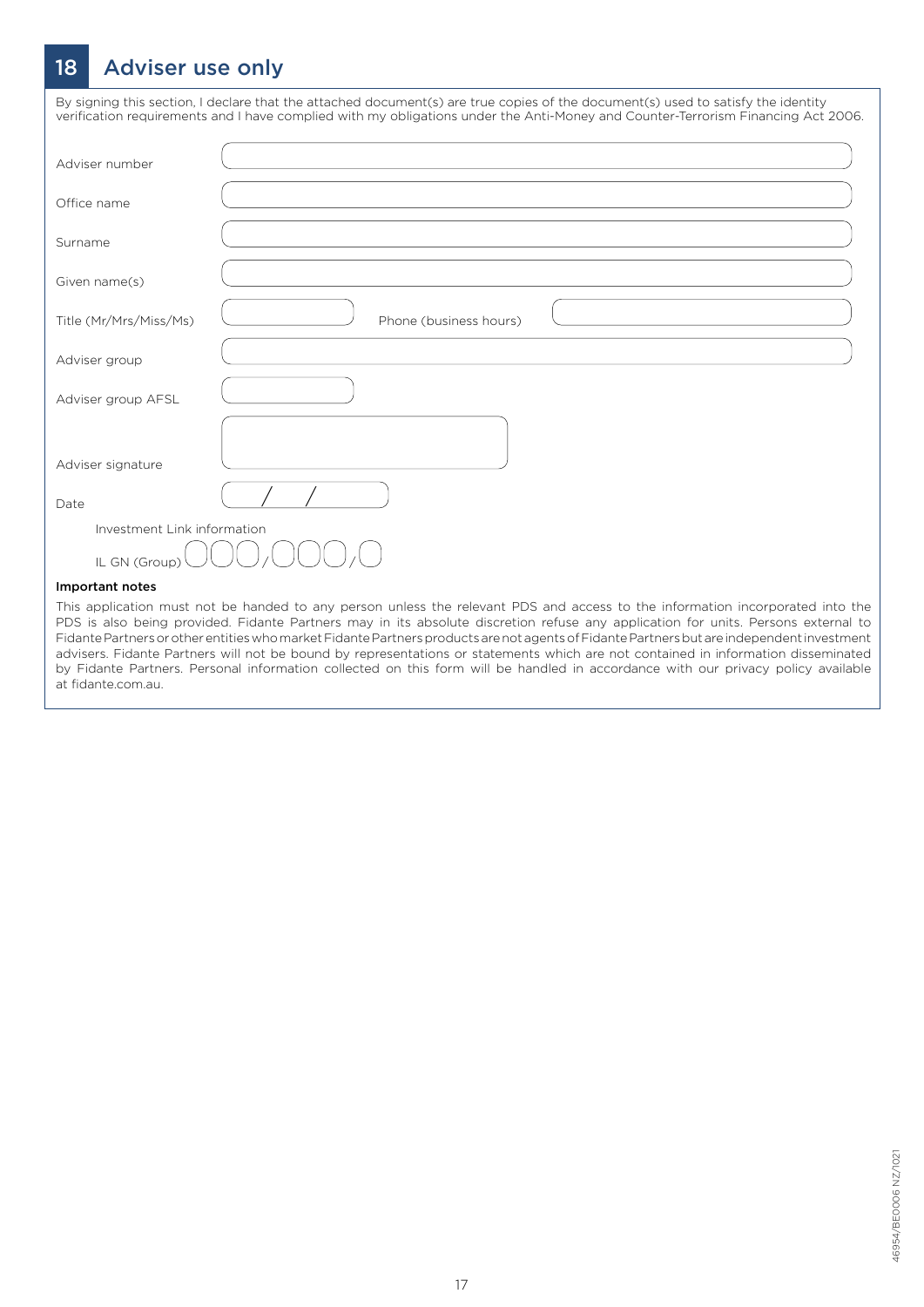## 18 Adviser use only

By signing this section, I declare that the attached document(s) are true copies of the document(s) used to satisfy the identity verification requirements and I have complied with my obligations under the Anti-Money and Counter-Terrorism Financing Act 2006.

Adviser number

Office name

Surname

Given name(s)

Title (Mr/Mrs/Miss/Ms) Phone (business hours)

Adviser group

Adviser group AFSL

Adviser signature

Date / /

Investment Link information

IL GN (Group) / /

**Important notes**

This application must not be handed to any person unless the relevant PDS and access to the information incorporated into the PDS is also being provided. Fidante Partners may in its absolute discretion refuse any application for units. Persons external to Fidante Partners or other entities who market Fidante Partners products are not agents of Fidante Partners but are independent investment advisers. Fidante Partners will not be bound by representations or statements which are not contained in information disseminated by Fidante Partners. Personal information collected on this form will be handled in accordance with our privacy policy available at fidante.com.au.

46954/BE0006 NZ/1021